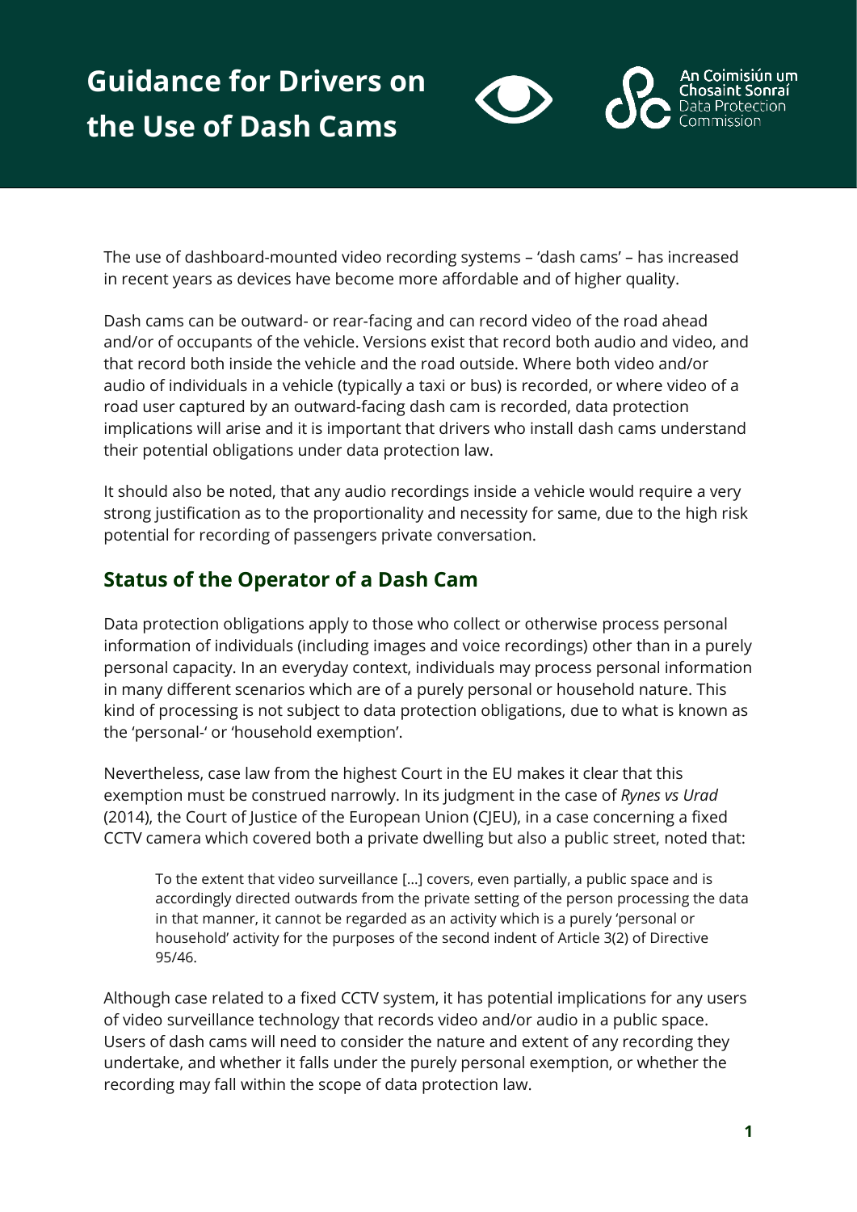# Guidance for Drivers on the Use of Dash Cams

An Coimisiún um Chosaint Sonraí
Data Protection Commission

The use of dashboard-mounted video recording systems – 'dash cams' – has increased in recent years as devices have become more affordable and of higher quality.

Dash cams can be outward- or rear-facing and can record video of the road ahead and/or of occupants of the vehicle. Versions exist that record both audio and video, and that record both inside the vehicle and the road outside. Where both video and/or audio of individuals in a vehicle (typically a taxi or bus) is recorded, or where video of a road user captured by an outward-facing dash cam is recorded, data protection implications will arise and it is important that drivers who install dash cams understand their potential obligations under data protection law.

It should also be noted, that any audio recordings inside a vehicle would require a very strong justification as to the proportionality and necessity for same, due to the high risk potential for recording of passengers private conversation.

## Status of the Operator of a Dash Cam

Data protection obligations apply to those who collect or otherwise process personal information of individuals (including images and voice recordings) other than in a purely personal capacity. In an everyday context, individuals may process personal information in many different scenarios which are of a purely personal or household nature. This kind of processing is not subject to data protection obligations, due to what is known as the 'personal-' or 'household exemption'.

Nevertheless, case law from the highest Court in the EU makes it clear that this exemption must be construed narrowly. In its judgment in the case of *Rynes vs Urad* (2014), the Court of Justice of the European Union (CJEU), in a case concerning a fixed CCTV camera which covered both a private dwelling but also a public street, noted that:

> To the extent that video surveillance [...] covers, even partially, a public space and is accordingly directed outwards from the private setting of the person processing the data in that manner, it cannot be regarded as an activity which is a purely 'personal or household' activity for the purposes of the second indent of Article 3(2) of Directive 95/46.

Although case related to a fixed CCTV system, it has potential implications for any users of video surveillance technology that records video and/or audio in a public space. Users of dash cams will need to consider the nature and extent of any recording they undertake, and whether it falls under the purely personal exemption, or whether the recording may fall within the scope of data protection law.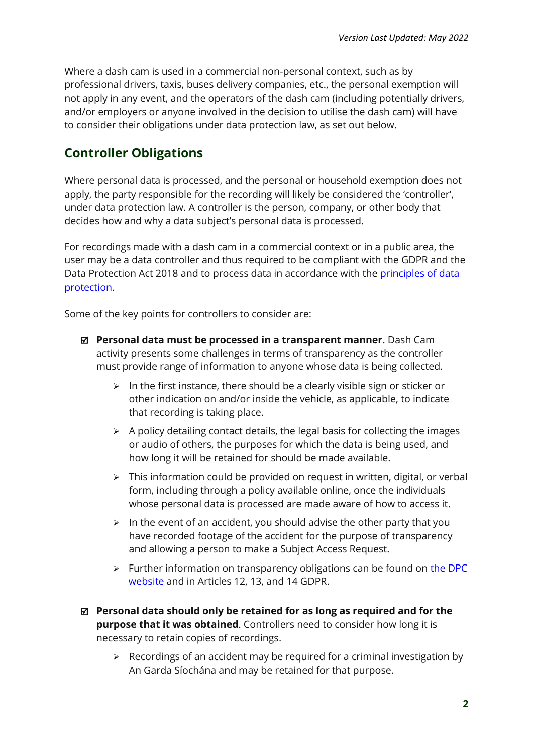Where a dash cam is used in a commercial non-personal context, such as by professional drivers, taxis, buses delivery companies, etc., the personal exemption will not apply in any event, and the operators of the dash cam (including potentially drivers, and/or employers or anyone involved in the decision to utilise the dash cam) will have to consider their obligations under data protection law, as set out below.

## Controller Obligations

Where personal data is processed, and the personal or household exemption does not apply, the party responsible for the recording will likely be considered the 'controller', under data protection law. A controller is the person, company, or other body that decides how and why a data subject's personal data is processed.

For recordings made with a dash cam in a commercial context or in a public area, the user may be a data controller and thus required to be compliant with the GDPR and the Data Protection Act 2018 and to process data in accordance with the [principles of data protection](principles of data protection).

Some of the key points for controllers to consider are:

- ☑ **Personal data must be processed in a transparent manner**. Dash Cam activity presents some challenges in terms of transparency as the controller must provide range of information to anyone whose data is being collected.
    - In the first instance, there should be a clearly visible sign or sticker or other indication on and/or inside the vehicle, as applicable, to indicate that recording is taking place.
    - A policy detailing contact details, the legal basis for collecting the images or audio of others, the purposes for which the data is being used, and how long it will be retained for should be made available.
    - This information could be provided on request in written, digital, or verbal form, including through a policy available online, once the individuals whose personal data is processed are made aware of how to access it.
    - In the event of an accident, you should advise the other party that you have recorded footage of the accident for the purpose of transparency and allowing a person to make a Subject Access Request.
    - Further information on transparency obligations can be found on [the DPC website](the DPC website) and in Articles 12, 13, and 14 GDPR.

- ☑ **Personal data should only be retained for as long as required and for the purpose that it was obtained**. Controllers need to consider how long it is necessary to retain copies of recordings.
    - Recordings of an accident may be required for a criminal investigation by An Garda Síochána and may be retained for that purpose.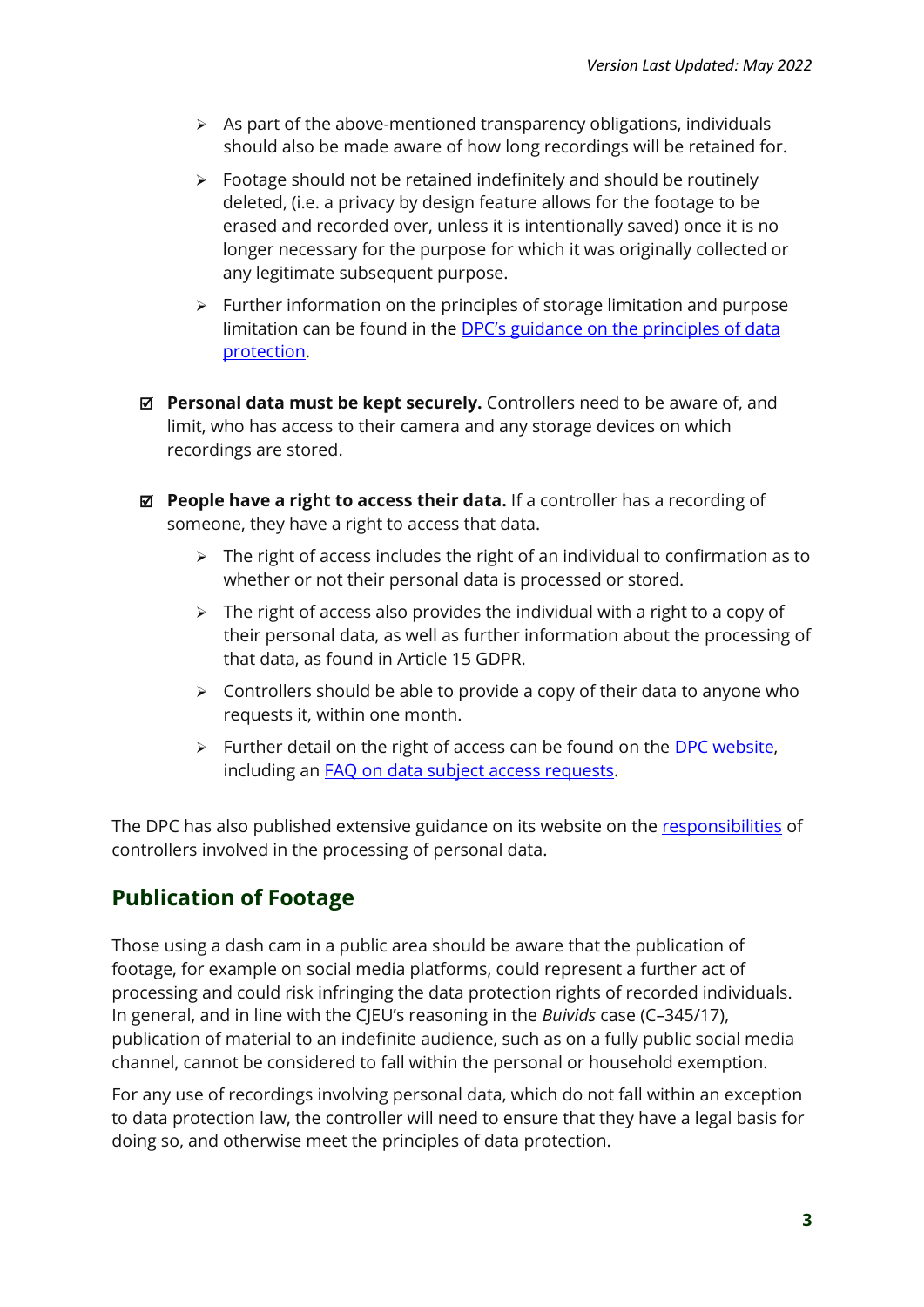- As part of the above-mentioned transparency obligations, individuals should also be made aware of how long recordings will be retained for.
- Footage should not be retained indefinitely and should be routinely deleted, (i.e. a privacy by design feature allows for the footage to be erased and recorded over, unless it is intentionally saved) once it is no longer necessary for the purpose for which it was originally collected or any legitimate subsequent purpose.
- Further information on the principles of storage limitation and purpose limitation can be found in the DPC's guidance on the principles of data protection.

☑ **Personal data must be kept securely.** Controllers need to be aware of, and limit, who has access to their camera and any storage devices on which recordings are stored.

☑ **People have a right to access their data.** If a controller has a recording of someone, they have a right to access that data.

- The right of access includes the right of an individual to confirmation as to whether or not their personal data is processed or stored.
- The right of access also provides the individual with a right to a copy of their personal data, as well as further information about the processing of that data, as found in Article 15 GDPR.
- Controllers should be able to provide a copy of their data to anyone who requests it, within one month.
- Further detail on the right of access can be found on the DPC website, including an FAQ on data subject access requests.

The DPC has also published extensive guidance on its website on the responsibilities of controllers involved in the processing of personal data.

## Publication of Footage

Those using a dash cam in a public area should be aware that the publication of footage, for example on social media platforms, could represent a further act of processing and could risk infringing the data protection rights of recorded individuals. In general, and in line with the CJEU's reasoning in the *Buivids* case (C–345/17), publication of material to an indefinite audience, such as on a fully public social media channel, cannot be considered to fall within the personal or household exemption.

For any use of recordings involving personal data, which do not fall within an exception to data protection law, the controller will need to ensure that they have a legal basis for doing so, and otherwise meet the principles of data protection.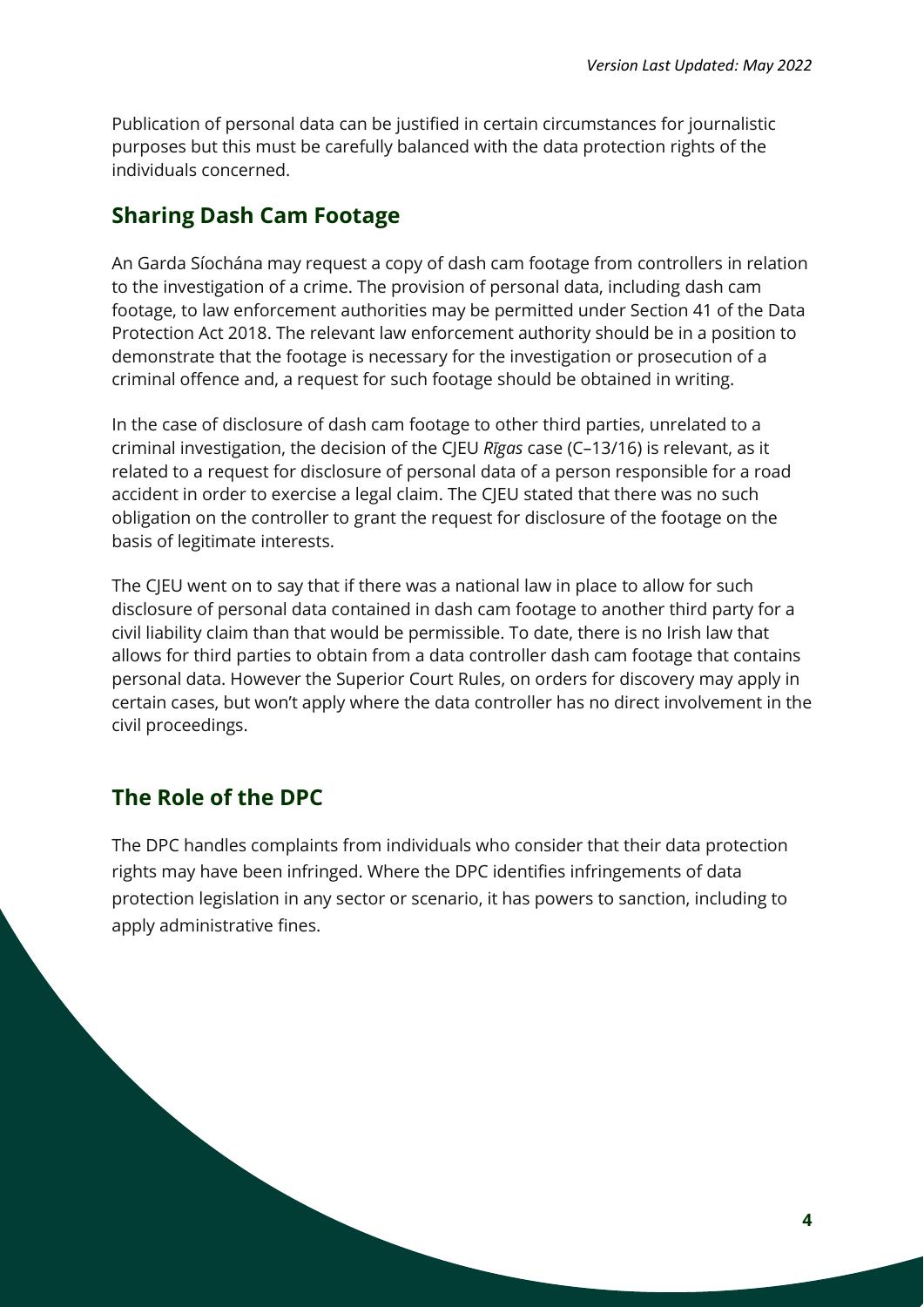Publication of personal data can be justified in certain circumstances for journalistic purposes but this must be carefully balanced with the data protection rights of the individuals concerned.

## Sharing Dash Cam Footage

An Garda Síochána may request a copy of dash cam footage from controllers in relation to the investigation of a crime. The provision of personal data, including dash cam footage, to law enforcement authorities may be permitted under Section 41 of the Data Protection Act 2018. The relevant law enforcement authority should be in a position to demonstrate that the footage is necessary for the investigation or prosecution of a criminal offence and, a request for such footage should be obtained in writing.

In the case of disclosure of dash cam footage to other third parties, unrelated to a criminal investigation, the decision of the CJEU *Rīgas* case (C–13/16) is relevant, as it related to a request for disclosure of personal data of a person responsible for a road accident in order to exercise a legal claim. The CJEU stated that there was no such obligation on the controller to grant the request for disclosure of the footage on the basis of legitimate interests.

The CJEU went on to say that if there was a national law in place to allow for such disclosure of personal data contained in dash cam footage to another third party for a civil liability claim than that would be permissible. To date, there is no Irish law that allows for third parties to obtain from a data controller dash cam footage that contains personal data. However the Superior Court Rules, on orders for discovery may apply in certain cases, but won't apply where the data controller has no direct involvement in the civil proceedings.

## The Role of the DPC

The DPC handles complaints from individuals who consider that their data protection rights may have been infringed. Where the DPC identifies infringements of data protection legislation in any sector or scenario, it has powers to sanction, including to apply administrative fines.